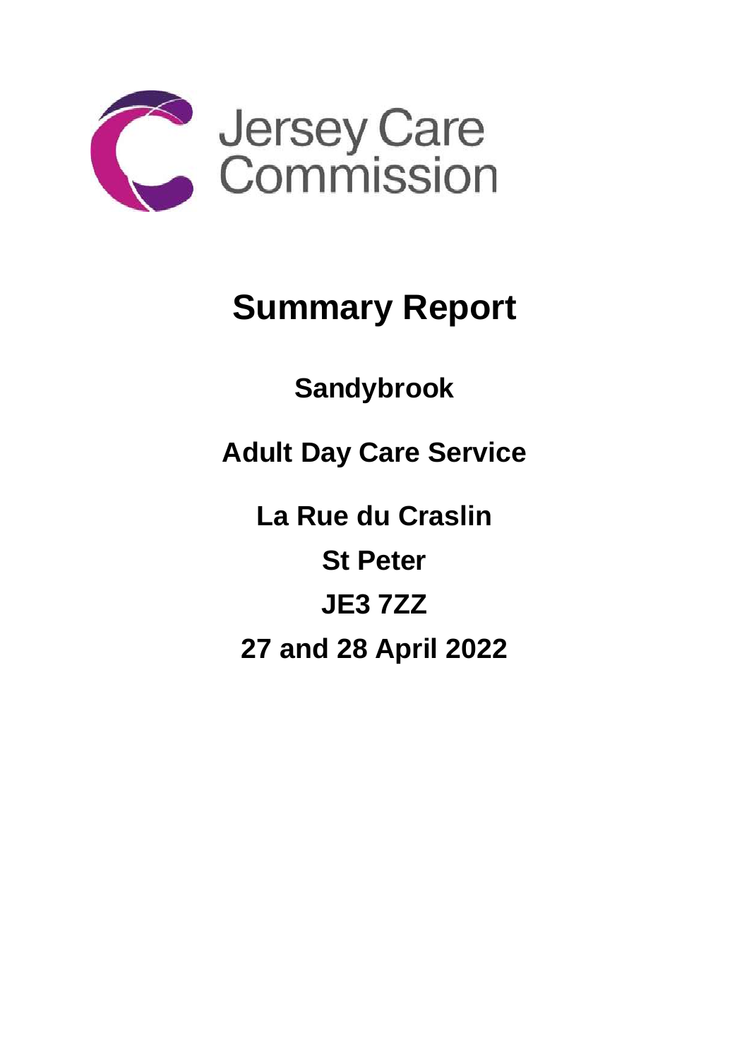Jersey Care Commission

# Summary Report

## Sandybrook

## Adult Day Care Service

## La Rue du Craslin

## St Peter

## JE3 7ZZ

## 27 and 28 April 2022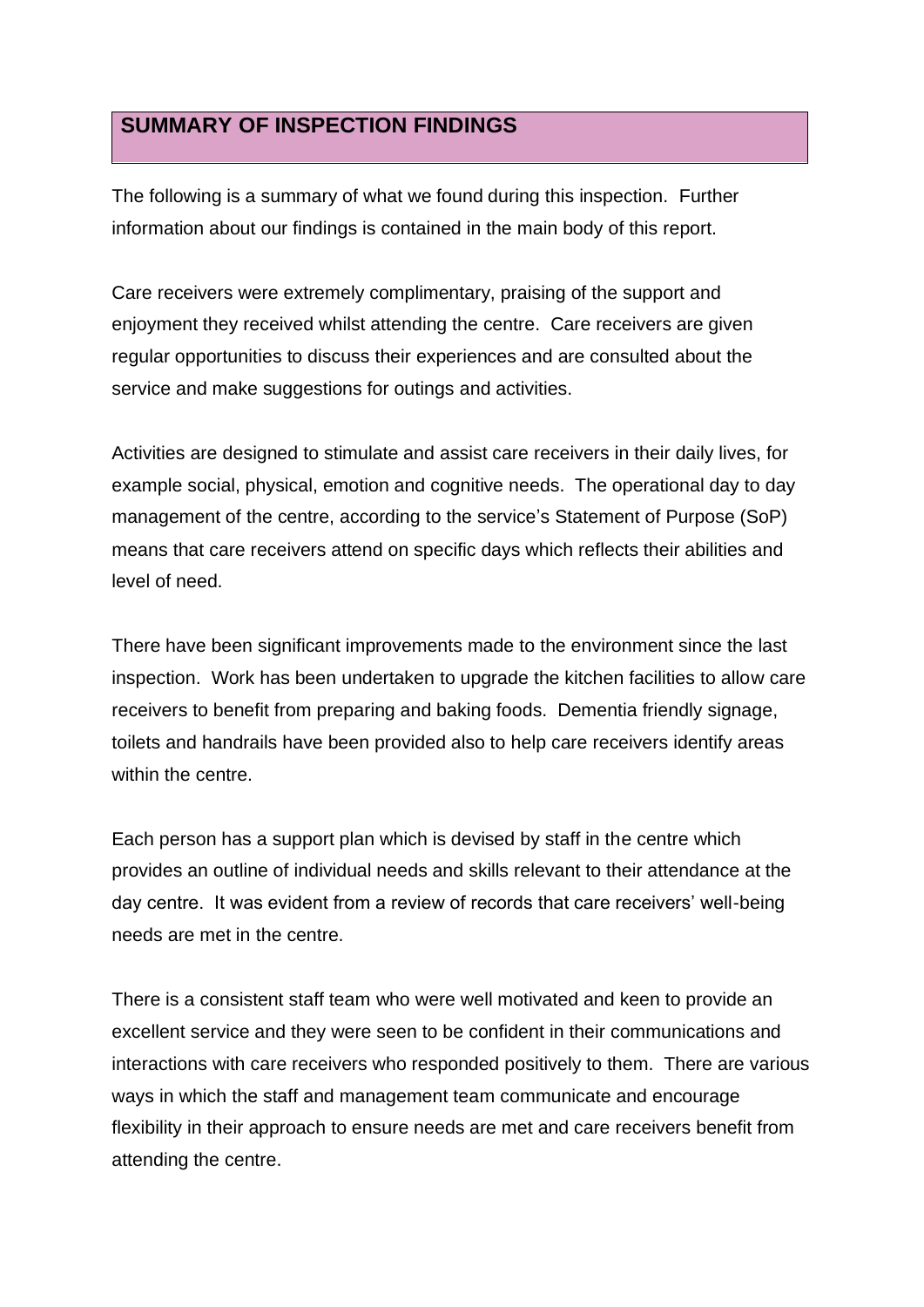## SUMMARY OF INSPECTION FINDINGS

The following is a summary of what we found during this inspection. Further information about our findings is contained in the main body of this report.

Care receivers were extremely complimentary, praising of the support and enjoyment they received whilst attending the centre. Care receivers are given regular opportunities to discuss their experiences and are consulted about the service and make suggestions for outings and activities.

Activities are designed to stimulate and assist care receivers in their daily lives, for example social, physical, emotion and cognitive needs. The operational day to day management of the centre, according to the service's Statement of Purpose (SoP) means that care receivers attend on specific days which reflects their abilities and level of need.

There have been significant improvements made to the environment since the last inspection. Work has been undertaken to upgrade the kitchen facilities to allow care receivers to benefit from preparing and baking foods. Dementia friendly signage, toilets and handrails have been provided also to help care receivers identify areas within the centre.

Each person has a support plan which is devised by staff in the centre which provides an outline of individual needs and skills relevant to their attendance at the day centre. It was evident from a review of records that care receivers' well-being needs are met in the centre.

There is a consistent staff team who were well motivated and keen to provide an excellent service and they were seen to be confident in their communications and interactions with care receivers who responded positively to them. There are various ways in which the staff and management team communicate and encourage flexibility in their approach to ensure needs are met and care receivers benefit from attending the centre.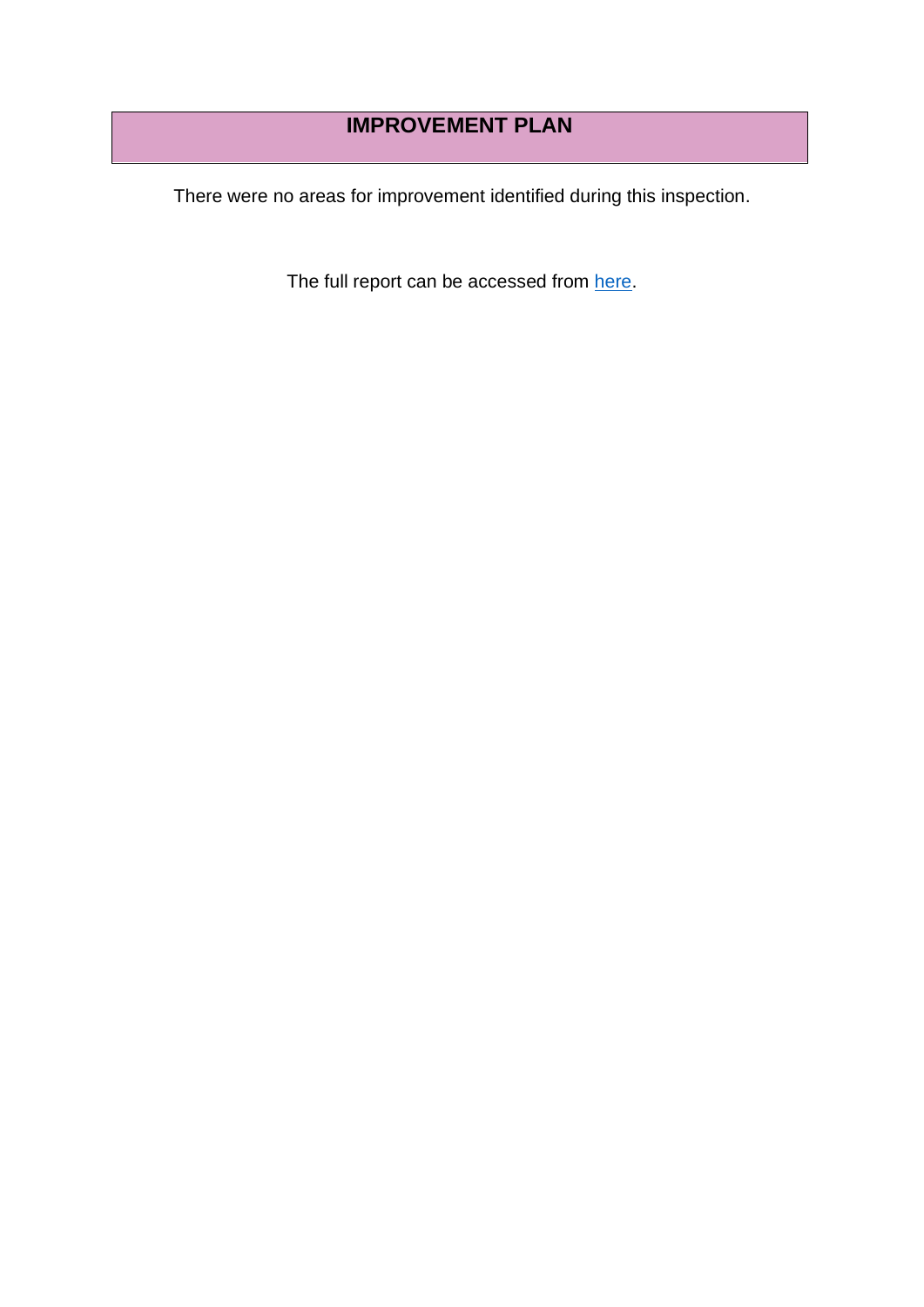# IMPROVEMENT PLAN

There were no areas for improvement identified during this inspection.

The full report can be accessed from here.